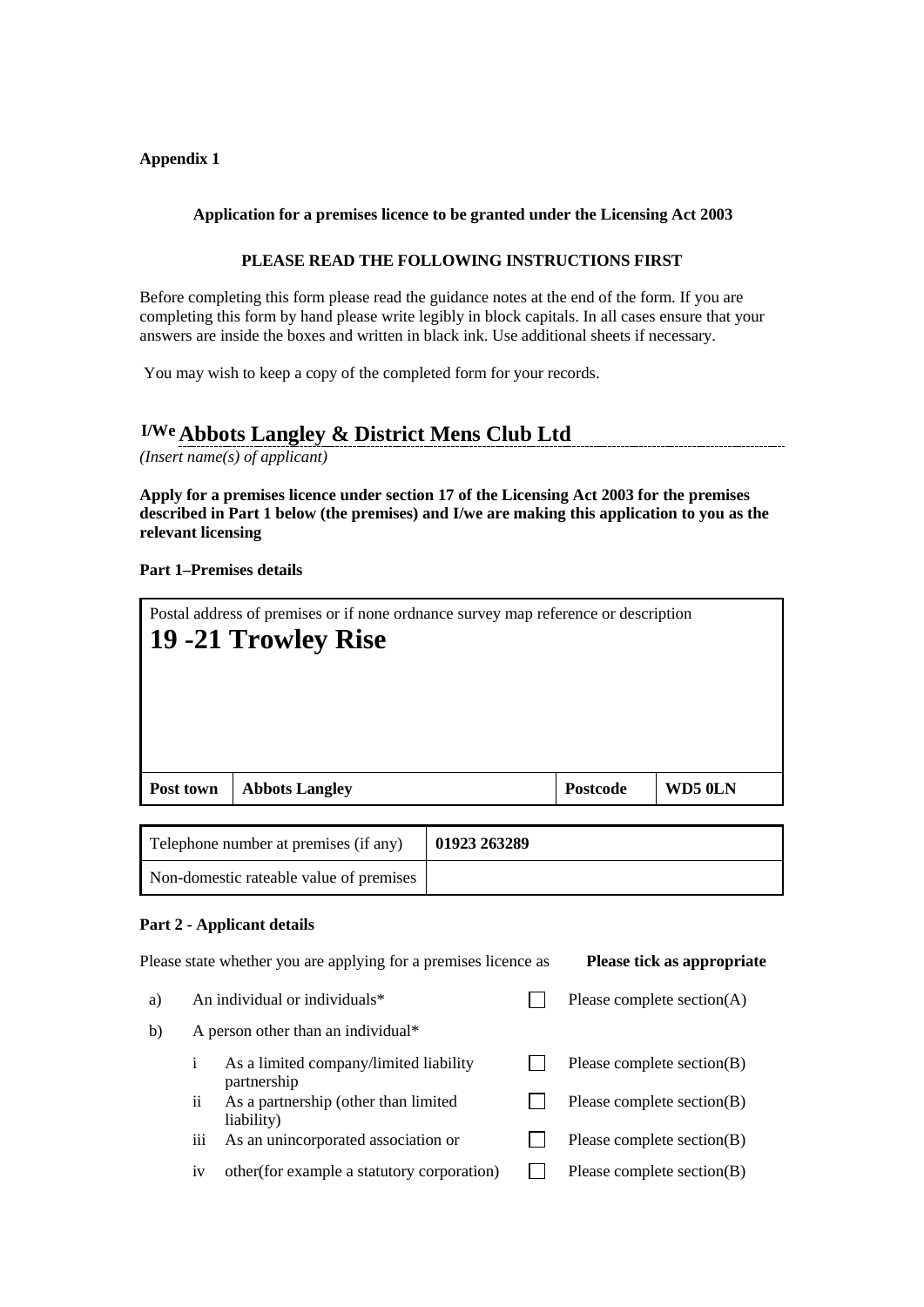**Appendix 1**

**Application for a premises licence to be granted under the Licensing Act 2003**

**PLEASE READ THE FOLLOWING INSTRUCTIONS FIRST**

Before completing this form please read the guidance notes at the end of the form. If you are completing this form by hand please write legibly in block capitals. In all cases ensure that your answers are inside the boxes and written in black ink. Use additional sheets if necessary.

You may wish to keep a copy of the completed form for your records.

I/We **Abbots Langley & District Mens Club Ltd**

*(Insert name(s) of applicant)*

**Apply for a premises licence under section 17 of the Licensing Act 2003 for the premises described in Part 1 below (the premises) and I/we are making this application to you as the relevant licensing**

**Part 1–Premises details**

| Postal address of premises or if none ordnance survey map reference or description **19 -21 Trowley Rise** | | | |
|---|---|---|---|
| **Post town** | **Abbots Langley** | **Postcode** | **WD5 0LN** |

| | |
|---|---|
| Telephone number at premises (if any) | **01923 263289** |
| Non-domestic rateable value of premises | |

**Part 2 - Applicant details**

Please state whether you are applying for a premises licence as **Please tick as appropriate**

| | | | | |
|---|---|---|---|---|
| a) | An individual or individuals* | | ☐ | Please complete section(A) |
| b) | A person other than an individual* | | | |
| | i | As a limited company/limited liability partnership | ☐ | Please complete section(B) |
| | ii | As a partnership (other than limited liability) | ☐ | Please complete section(B) |
| | iii | As an unincorporated association or | ☐ | Please complete section(B) |
| | iv | other(for example a statutory corporation) | ☐ | Please complete section(B) |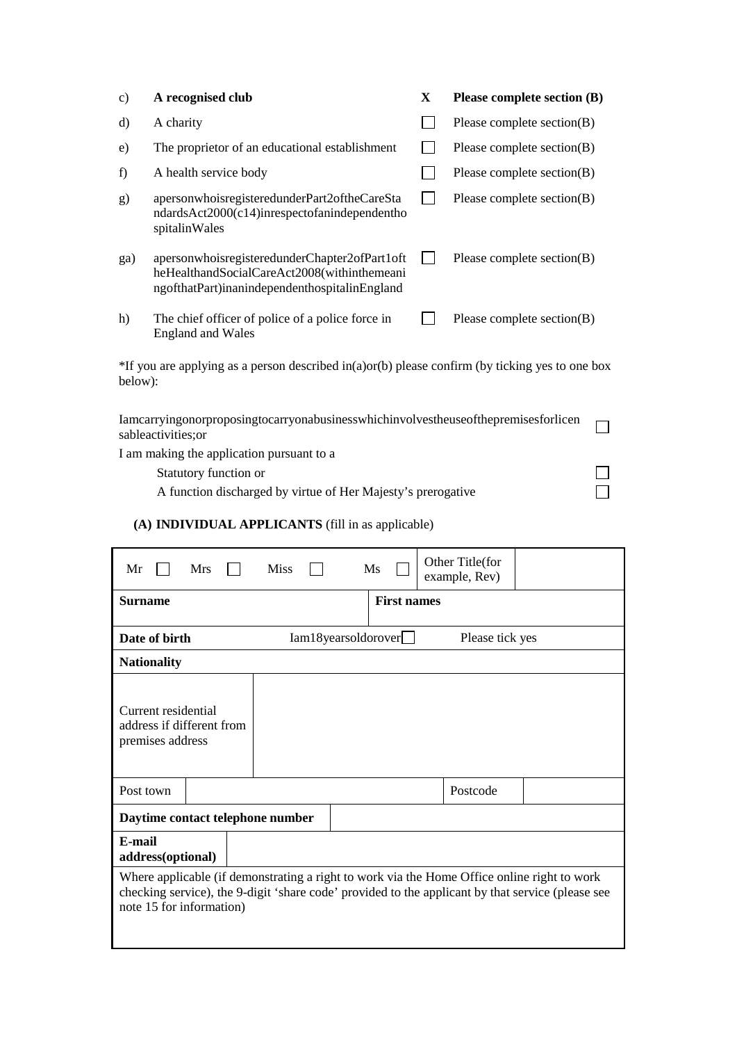| | | | |
|---|---|---|---|
| c) | **A recognised club** | X | **Please complete section (B)** |
| d) | A charity | ☐ | Please complete section(B) |
| e) | The proprietor of an educational establishment | ☐ | Please complete section(B) |
| f) | A health service body | ☐ | Please complete section(B) |
| g) | apersonwhoisregisteredunderPart2oftheCareStandardsAct2000(c14)inrespectofanindependenthospitalinWales | ☐ | Please complete section(B) |
| ga) | apersonwhoisregisteredunderChapter2ofPart1oftheHealthandSocialCareAct2008(withinthemeaningofthatPart)inanindependenthospitalinEngland | ☐ | Please complete section(B) |
| h) | The chief officer of police of a police force in England and Wales | ☐ | Please complete section(B) |

*If you are applying as a person described in(a)or(b) please confirm (by ticking yes to one box below):

Iamcarryingonorproposingtocarryonabusinesswhichinvolvestheuseofthepremisesforlicensableactivities;or ☐

I am making the application pursuant to a

Statutory function or ☐

A function discharged by virtue of Her Majesty's prerogative ☐

**(A) INDIVIDUAL APPLICANTS** (fill in as applicable)

| | | | |
|---|---|---|---|
| Mr ☐ Mrs ☐ Miss ☐ Ms ☐ | | Other Title(for example, Rev) | |
| **Surname** | | **First names** | |
| **Date of birth** | Iam18yearsoldorover ☐ | Please tick yes | |
| **Nationality** | | | |
| Current residential address if different from premises address | | | |
| Post town | | Postcode | |
| **Daytime contact telephone number** | | | |
| **E-mail address(optional)** | | | |
| Where applicable (if demonstrating a right to work via the Home Office online right to work checking service), the 9-digit 'share code' provided to the applicant by that service (please see note 15 for information) | | | |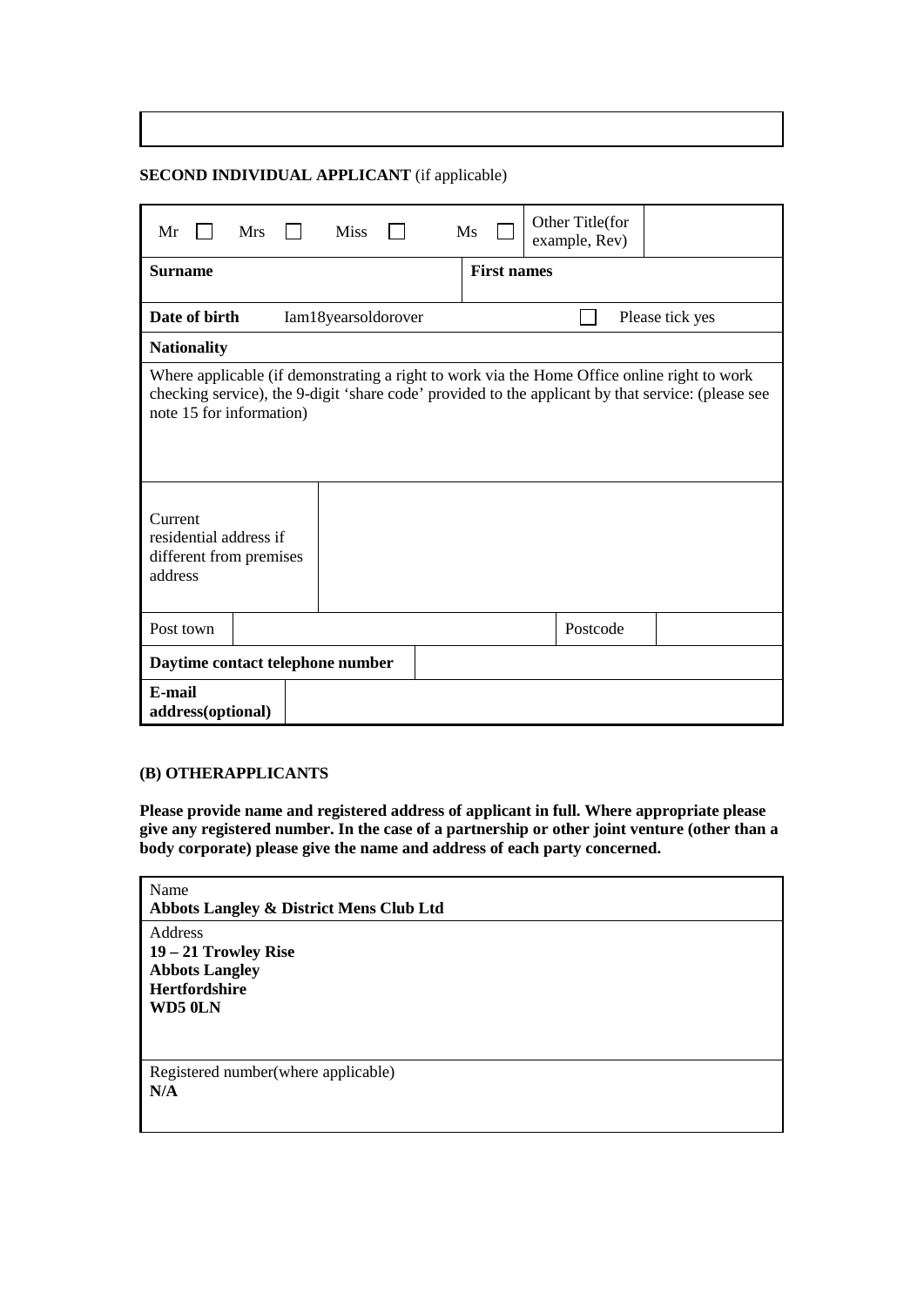**SECOND INDIVIDUAL APPLICANT** (if applicable)

| Mr ☐ | Mrs ☐ | Miss ☐ | Ms ☐ | Other Title(for example, Rev) | |
|---|---|---|---|---|---|
| **Surname** | | | **First names** | | |
| **Date of birth** | Iam18yearsoldorover | | | ☐ | Please tick yes |
| **Nationality** | | | | | |
| Where applicable (if demonstrating a right to work via the Home Office online right to work checking service), the 9-digit 'share code' provided to the applicant by that service: (please see note 15 for information) | | | | | |
| Current residential address if different from premises address | | | | | |
| Post town | | | | Postcode | |
| **Daytime contact telephone number** | | | | | |
| **E-mail address(optional)** | | | | | |

**(B) OTHERAPPLICANTS**

**Please provide name and registered address of applicant in full. Where appropriate please give any registered number. In the case of a partnership or other joint venture (other than a body corporate) please give the name and address of each party concerned.**

| Name<br>**Abbots Langley & District Mens Club Ltd** |
|---|
| Address<br>**19 – 21 Trowley Rise**<br>**Abbots Langley**<br>**Hertfordshire**<br>**WD5 0LN** |
| Registered number(where applicable)<br>**N/A** |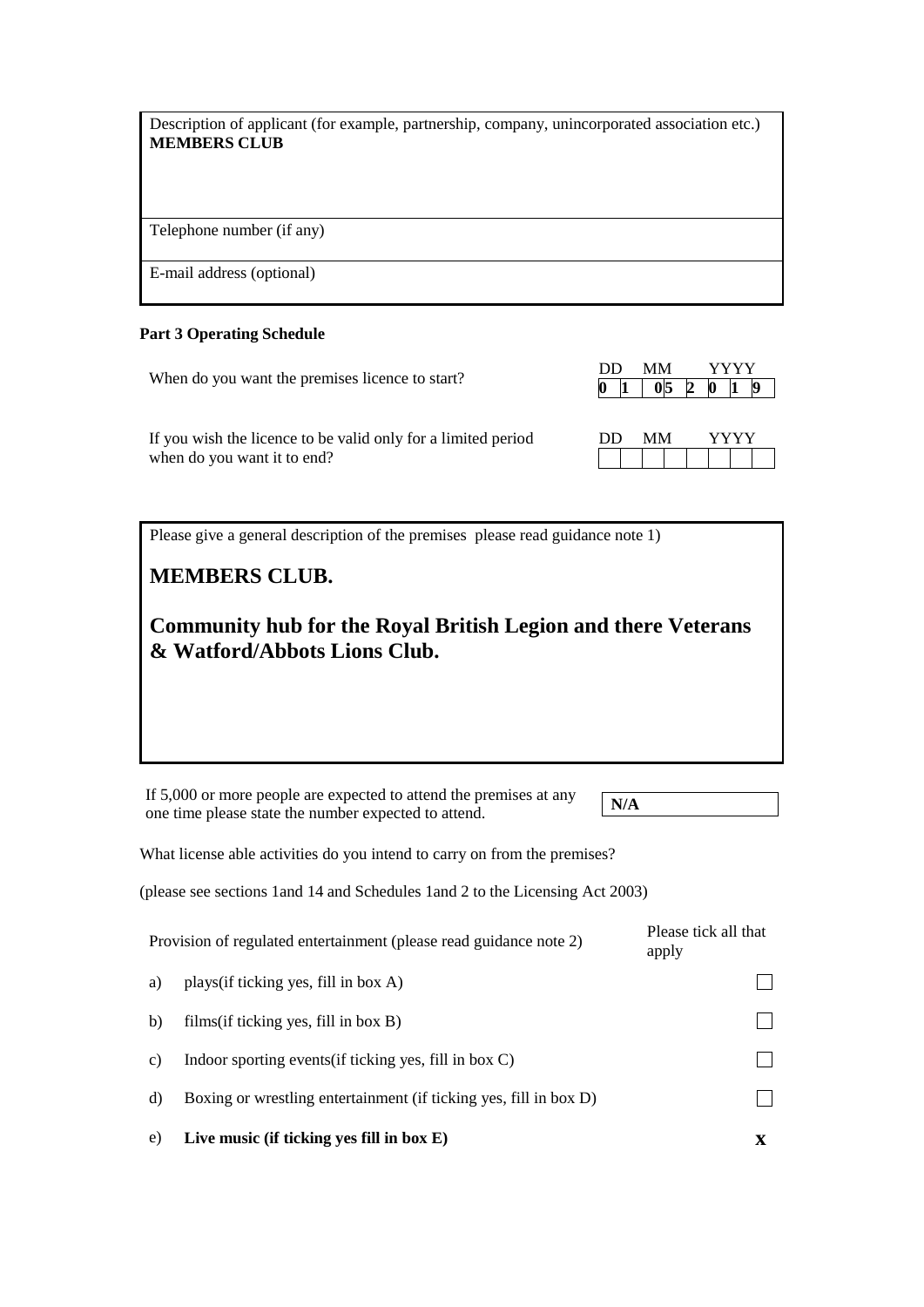| Description of applicant (for example, partnership, company, unincorporated association etc.) **MEMBERS CLUB** |
|---|
| Telephone number (if any) |
| E-mail address (optional) |

**Part 3 Operating Schedule**

| | DD | MM | YYYY |
|---|---|---|---|
| When do you want the premises licence to start? | 0 1 | 05 | 2 0 1 9 |
| If you wish the licence to be valid only for a limited period when do you want it to end? | | | |

Please give a general description of the premises please read guidance note 1)

**MEMBERS CLUB.**

**Community hub for the Royal British Legion and there Veterans & Watford/Abbots Lions Club.**

If 5,000 or more people are expected to attend the premises at any one time please state the number expected to attend. **N/A**

What license able activities do you intend to carry on from the premises?

(please see sections 1and 14 and Schedules 1and 2 to the Licensing Act 2003)

| | Provision of regulated entertainment (please read guidance note 2) | Please tick all that apply |
|---|---|---|
| a) | plays(if ticking yes, fill in box A) | ☐ |
| b) | films(if ticking yes, fill in box B) | ☐ |
| c) | Indoor sporting events(if ticking yes, fill in box C) | ☐ |
| d) | Boxing or wrestling entertainment (if ticking yes, fill in box D) | ☐ |
| e) | **Live music (if ticking yes fill in box E)** | **X** |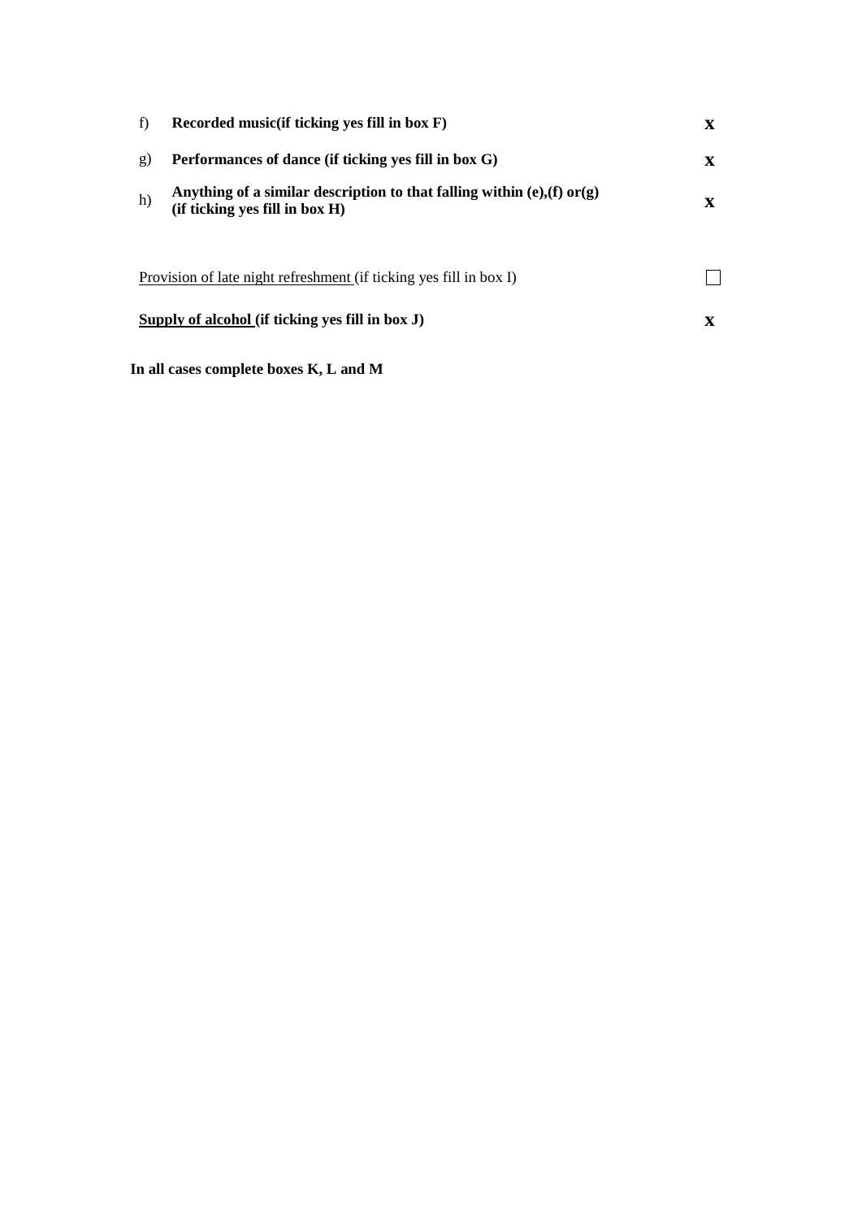| | | |
|---|---|---|
| f) | **Recorded music(if ticking yes fill in box F)** | **X** |
| g) | **Performances of dance (if ticking yes fill in box G)** | **X** |
| h) | **Anything of a similar description to that falling within (e),(f) or(g) (if ticking yes fill in box H)** | **X** |

Provision of late night refreshment (if ticking yes fill in box I) ☐

**Supply of alcohol (if ticking yes fill in box J)** **X**

**In all cases complete boxes K, L and M**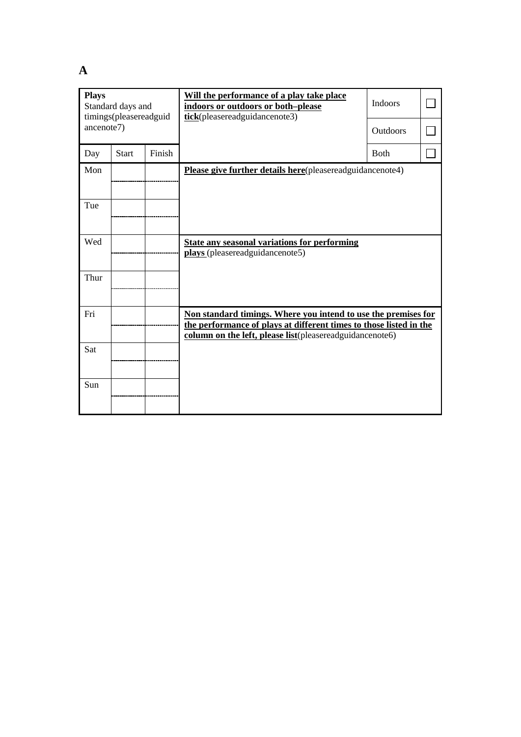**A**

| **Plays** Standard days and timings(pleasereadguidancenote7) | | | **Will the performance of a play take place indoors or outdoors or both–please tick**(pleasereadguidancenote3) | Indoors | ☐ |
|---|---|---|---|---|---|
| | | | | Outdoors | ☐ |
| Day | Start | Finish | | Both | ☐ |
| Mon | | | **Please give further details here**(pleasereadguidancenote4) | | |
| | | | | | |
| Tue | | | | | |
| | | | | | |
| Wed | | | **State any seasonal variations for performing plays** (pleasereadguidancenote5) | | |
| | | | | | |
| Thur | | | | | |
| | | | | | |
| Fri | | | **Non standard timings. Where you intend to use the premises for the performance of plays at different times to those listed in the column on the left, please list**(pleasereadguidancenote6) | | |
| | | | | | |
| Sat | | | | | |
| | | | | | |
| Sun | | | | | |
| | | | | | |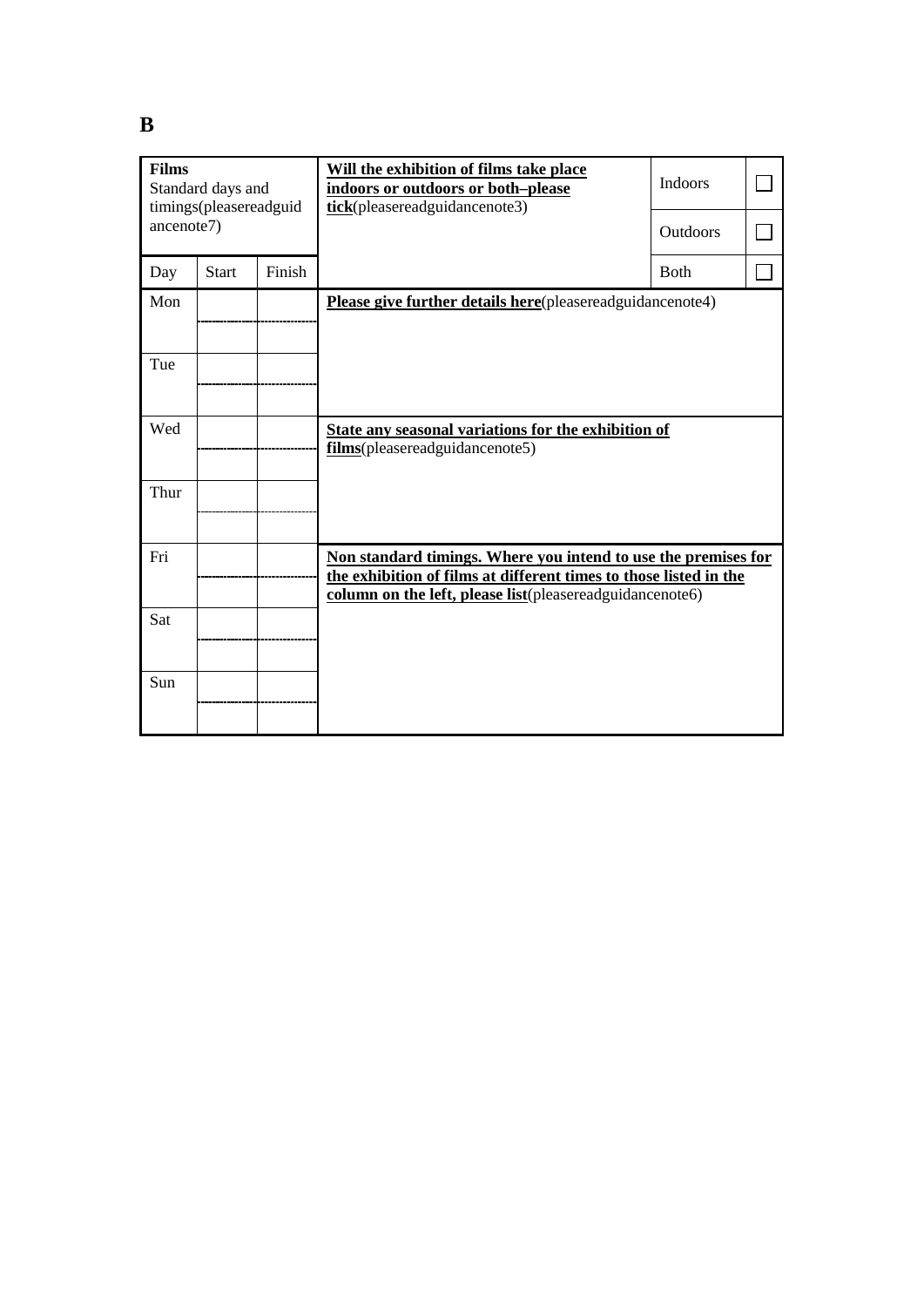**B**

| **Films**<br>Standard days and timings(pleasereadguidancenote7) | | | **Will the exhibition of films take place indoors or outdoors or both–please tick**(pleasereadguidancenote3) | Indoors | ☐ |
|---|---|---|---|---|---|
| | | | | Outdoors | ☐ |
| Day | Start | Finish | | Both | ☐ |
| Mon | | | **Please give further details here**(pleasereadguidancenote4) | | |
| | | | | | |
| Tue | | | | | |
| | | | | | |
| Wed | | | **State any seasonal variations for the exhibition of films**(pleasereadguidancenote5) | | |
| | | | | | |
| Thur | | | | | |
| | | | | | |
| Fri | | | **Non standard timings. Where you intend to use the premises for the exhibition of films at different times to those listed in the column on the left, please list**(pleasereadguidancenote6) | | |
| | | | | | |
| Sat | | | | | |
| | | | | | |
| Sun | | | | | |
| | | | | | |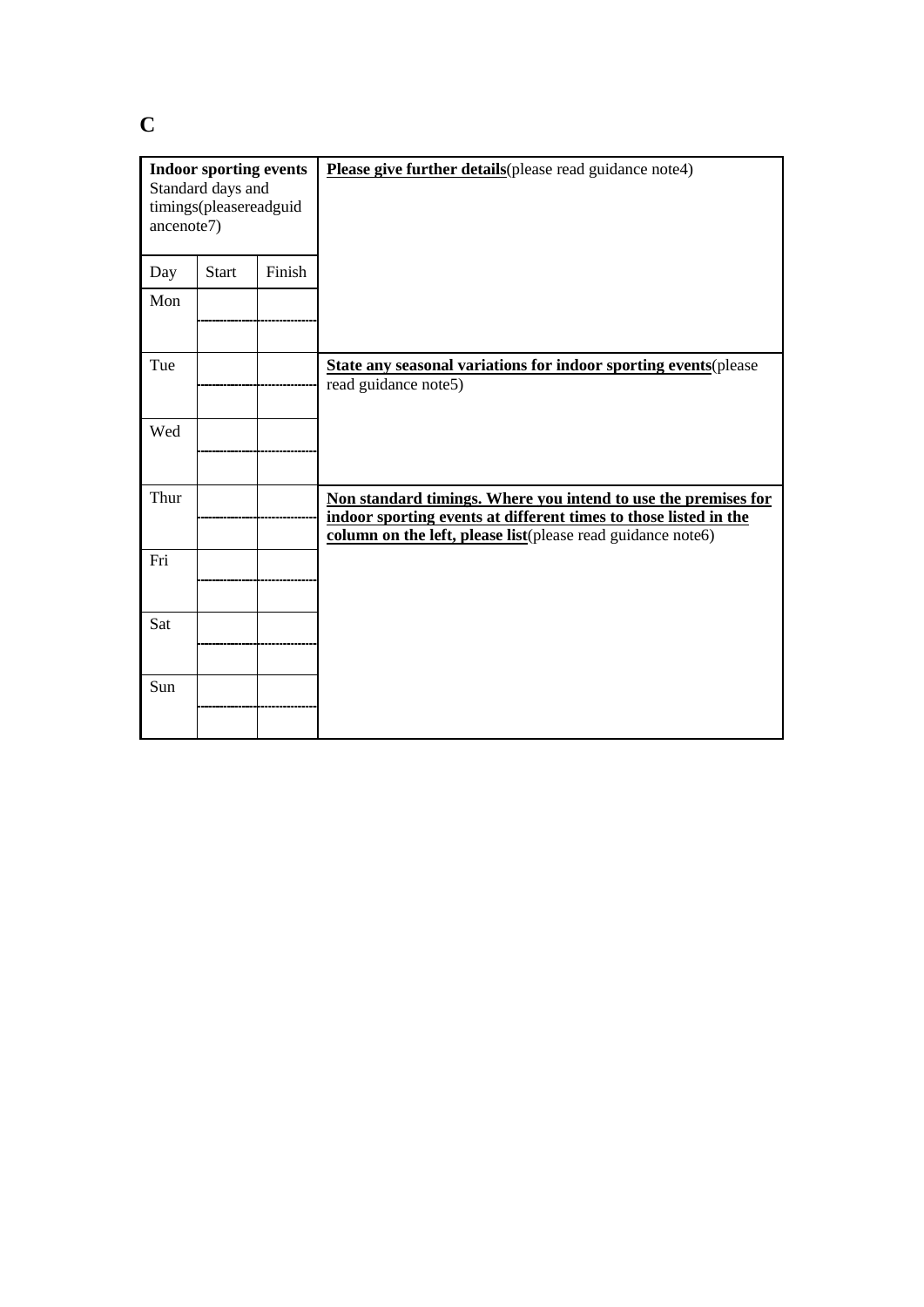## C

| **Indoor sporting events** Standard days and timings(pleasereadguidancenote7) | | | **Please give further details**(please read guidance note4) |
|---|---|---|---|
| Day | Start | Finish | |
| Mon | | | |
| | | | |
| Tue | | | **State any seasonal variations for indoor sporting events**(please read guidance note5) |
| | | | |
| Wed | | | |
| | | | |
| Thur | | | **Non standard timings. Where you intend to use the premises for indoor sporting events at different times to those listed in the column on the left, please list**(please read guidance note6) |
| | | | |
| Fri | | | |
| | | | |
| Sat | | | |
| | | | |
| Sun | | | |
| | | | |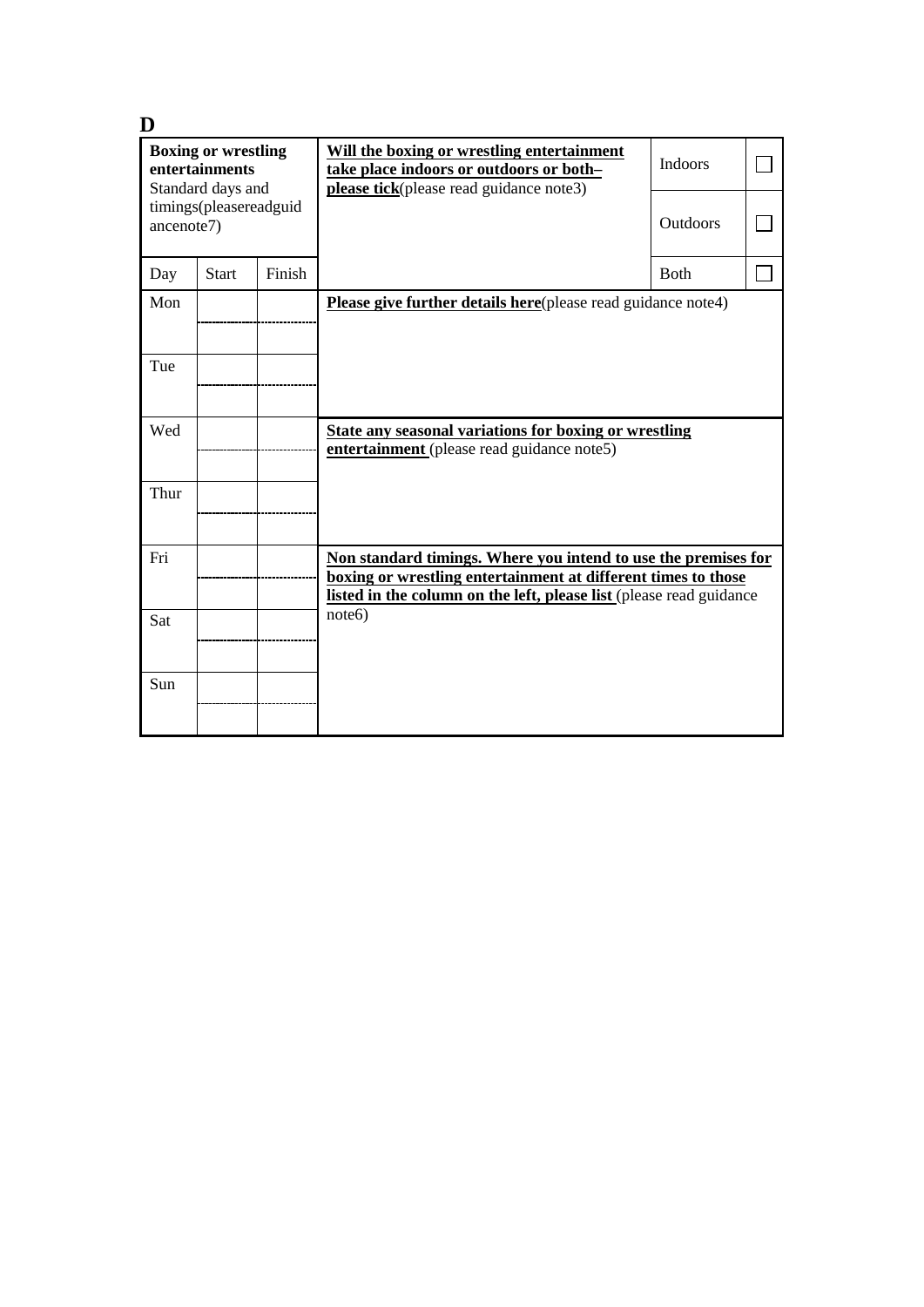**D**

| **Boxing or wrestling entertainments** Standard days and timings(pleasereadguidancenote7) | | | **Will the boxing or wrestling entertainment take place indoors or outdoors or both– please tick**(please read guidance note3) | Indoors | ☐ |
|---|---|---|---|---|---|
| | | | | Outdoors | ☐ |
| Day | Start | Finish | | Both | ☐ |
| Mon | | | **Please give further details here**(please read guidance note4) | | |
| | | | | | |
| Tue | | | | | |
| | | | | | |
| Wed | | | **State any seasonal variations for boxing or wrestling entertainment** (please read guidance note5) | | |
| | | | | | |
| Thur | | | | | |
| | | | | | |
| Fri | | | **Non standard timings. Where you intend to use the premises for boxing or wrestling entertainment at different times to those listed in the column on the left, please list** (please read guidance note6) | | |
| | | | | | |
| Sat | | | | | |
| | | | | | |
| Sun | | | | | |
| | | | | | |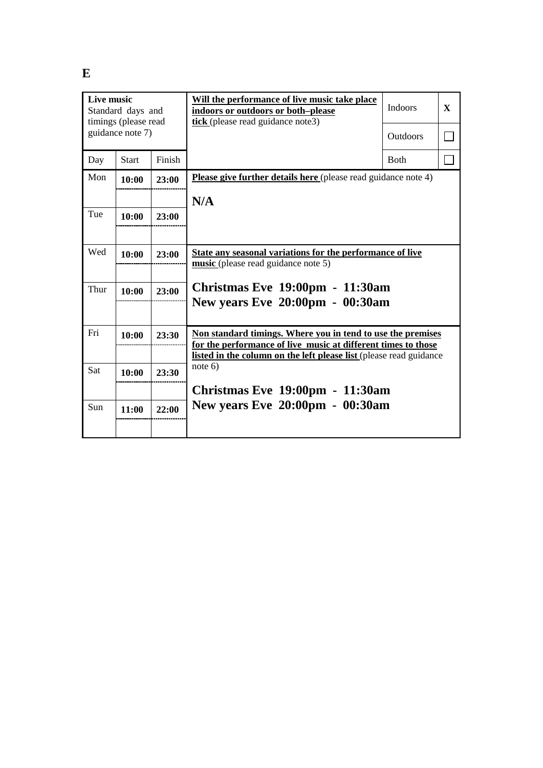**E**

| **Live music** Standard days and timings (please read guidance note 7) | | | **Will the performance of live music take place indoors or outdoors or both–please tick** (please read guidance note3) | Indoors | X |
|---|---|---|---|---|---|
| | | | | Outdoors | ☐ |
| Day | Start | Finish | | Both | ☐ |
| Mon | **10:00** | **23:00** | **Please give further details here** (please read guidance note 4)<br><br>**N/A** | | |
| | | | | | |
| Tue | **10:00** | **23:00** | | | |
| | | | | | |
| Wed | **10:00** | **23:00** | **State any seasonal variations for the performance of live music** (please read guidance note 5)<br><br>**Christmas Eve 19:00pm - 11:30am**<br>**New years Eve 20:00pm - 00:30am** | | |
| | | | | | |
| Thur | **10:00** | **23:00** | | | |
| | | | | | |
| Fri | **10:00** | **23:30** | **Non standard timings. Where you in tend to use the premises for the performance of live music at different times to those listed in the column on the left please list** (please read guidance note 6)<br><br>**Christmas Eve 19:00pm - 11:30am**<br>**New years Eve 20:00pm - 00:30am** | | |
| | | | | | |
| Sat | **10:00** | **23:30** | | | |
| | | | | | |
| Sun | **11:00** | **22:00** | | | |
| | | | | | |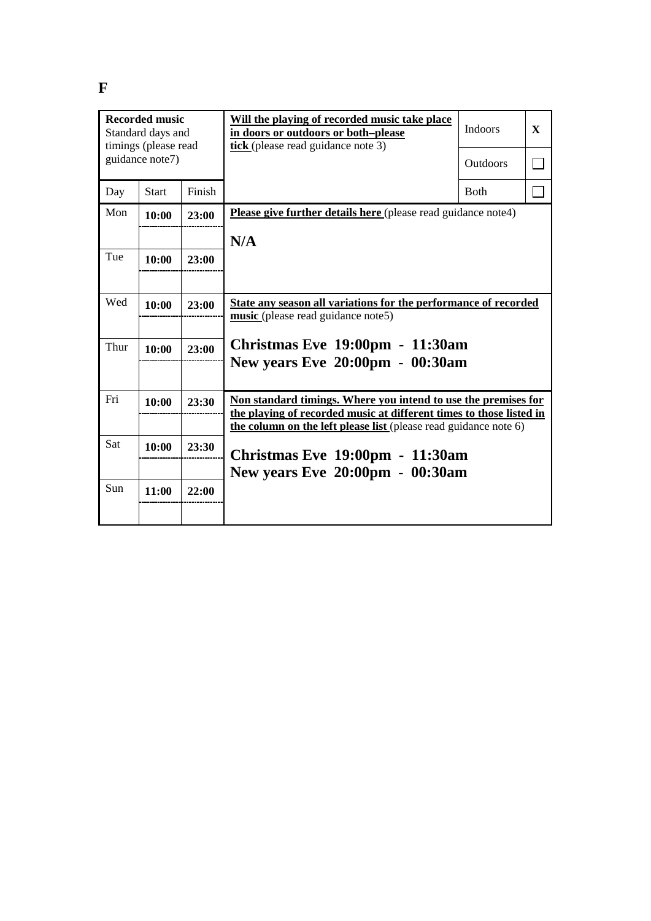**F**

| **Recorded music** Standard days and timings (please read guidance note7) | | | **Will the playing of recorded music take place in doors or outdoors or both–please tick** (please read guidance note 3) | Indoors | X |
|---|---|---|---|---|---|
| | | | | Outdoors | ☐ |
| Day | Start | Finish | | Both | ☐ |
| Mon | **10:00** | **23:00** | **Please give further details here** (please read guidance note4) **N/A** | | |
| Tue | **10:00** | **23:00** | | | |
| Wed | **10:00** | **23:00** | **State any season all variations for the performance of recorded music** (please read guidance note5) | | |
| Thur | **10:00** | **23:00** | **Christmas Eve 19:00pm - 11:30am** **New years Eve 20:00pm - 00:30am** | | |
| Fri | **10:00** | **23:30** | **Non standard timings. Where you intend to use the premises for the playing of recorded music at different times to those listed in the column on the left please list** (please read guidance note 6) | | |
| Sat | **10:00** | **23:30** | **Christmas Eve 19:00pm - 11:30am** **New years Eve 20:00pm - 00:30am** | | |
| Sun | **11:00** | **22:00** | | | |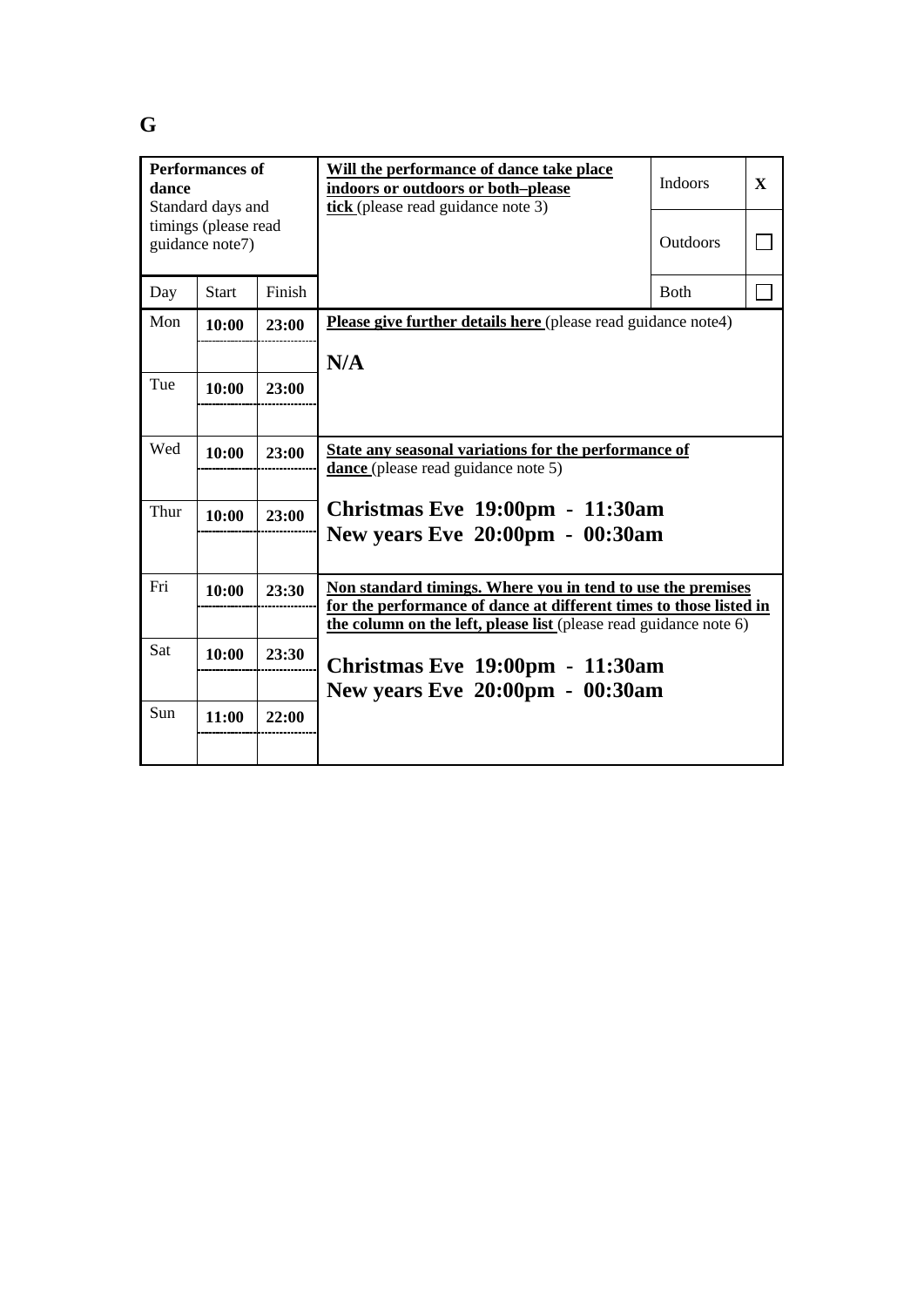## G

| **Performances of dance** Standard days and timings (please read guidance note7) | | | **Will the performance of dance take place indoors or outdoors or both–please tick** (please read guidance note 3) | Indoors | X |
|---|---|---|---|---|---|
| | | | | Outdoors | ☐ |
| Day | Start | Finish | | Both | ☐ |
| Mon | **10:00** | **23:00** | **Please give further details here** (please read guidance note4)<br><br>**N/A** | | |
| Tue | **10:00** | **23:00** | | | |
| Wed | **10:00** | **23:00** | **State any seasonal variations for the performance of dance** (please read guidance note 5)<br><br>**Christmas Eve 19:00pm - 11:30am**<br>**New years Eve 20:00pm - 00:30am** | | |
| Thur | **10:00** | **23:00** | | | |
| Fri | **10:00** | **23:30** | **Non standard timings. Where you in tend to use the premises for the performance of dance at different times to those listed in the column on the left, please list** (please read guidance note 6)<br><br>**Christmas Eve 19:00pm - 11:30am**<br>**New years Eve 20:00pm - 00:30am** | | |
| Sat | **10:00** | **23:30** | | | |
| Sun | **11:00** | **22:00** | | | |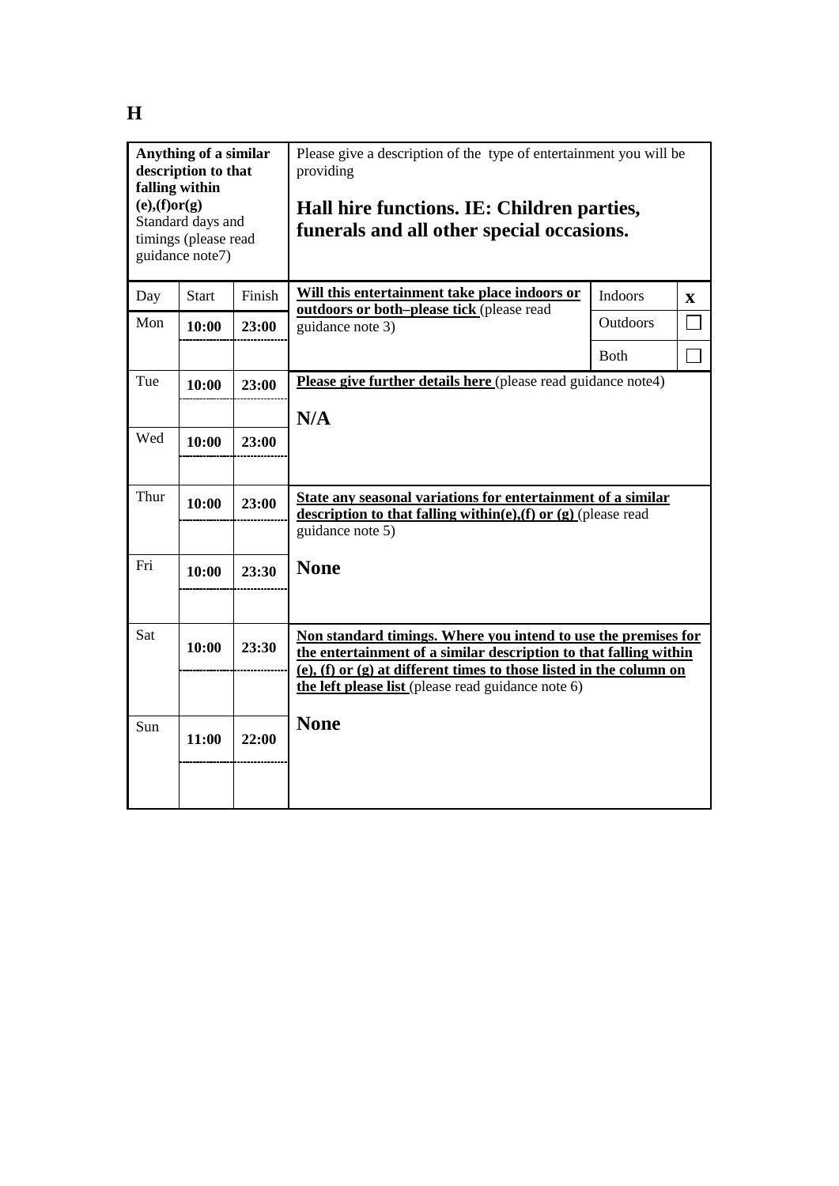# H

| **Anything of a similar description to that falling within (e),(f)or(g)** Standard days and timings (please read guidance note7) | | | Please give a description of the type of entertainment you will be providing<br><br>**Hall hire functions. IE: Children parties, funerals and all other special occasions.** | | |
|---|---|---|---|---|---|
| Day | Start | Finish | **Will this entertainment take place indoors or outdoors or both–please tick** (please read guidance note 3) | Indoors | **X** |
| Mon | **10:00** | **23:00** | | Outdoors | ☐ |
| | | | | Both | ☐ |
| Tue | **10:00** | **23:00** | **Please give further details here** (please read guidance note4)<br><br>**N/A** | | |
| | | | | | |
| Wed | **10:00** | **23:00** | | | |
| | | | | | |
| Thur | **10:00** | **23:00** | **State any seasonal variations for entertainment of a similar description to that falling within(e),(f) or (g)** (please read guidance note 5)<br><br>**None** | | |
| | | | | | |
| Fri | **10:00** | **23:30** | | | |
| | | | | | |
| Sat | **10:00** | **23:30** | **Non standard timings. Where you intend to use the premises for the entertainment of a similar description to that falling within (e), (f) or (g) at different times to those listed in the column on the left please list** (please read guidance note 6)<br><br>**None** | | |
| | | | | | |
| Sun | **11:00** | **22:00** | | | |
| | | | | | |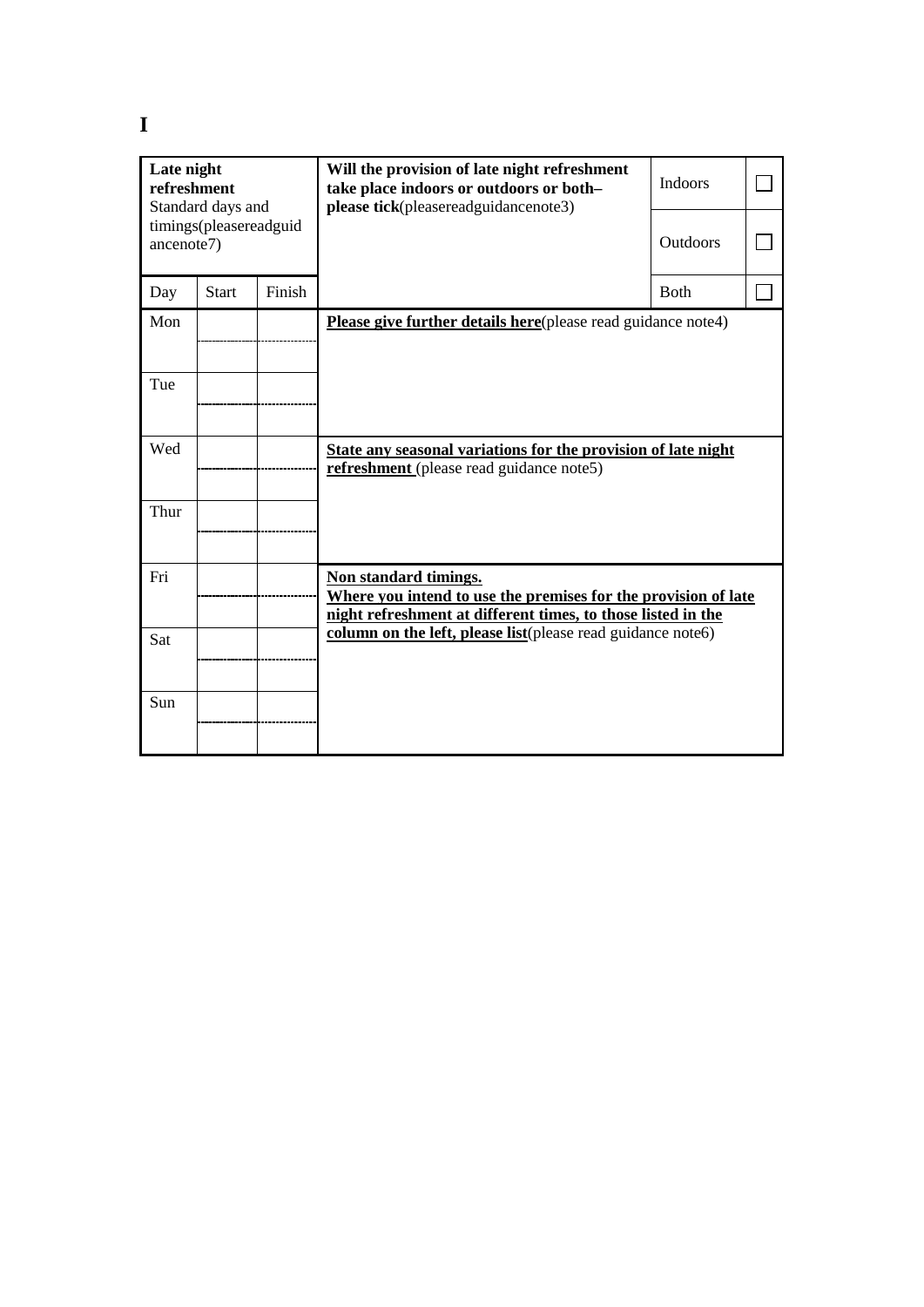# I

| Late night refreshment Standard days and timings(pleasereadguidancenote7) | | | Will the provision of late night refreshment take place indoors or outdoors or both– please tick(pleasereadguidancenote3) | | |
|---|---|---|---|---|---|
| | | | | Indoors | ☐ |
| | | | | Outdoors | ☐ |
| Day | Start | Finish | | Both | ☐ |
| Mon | | | **Please give further details here**(please read guidance note4) | | |
| | | | | | |
| Tue | | | | | |
| | | | | | |
| Wed | | | **State any seasonal variations for the provision of late night refreshment** (please read guidance note5) | | |
| | | | | | |
| Thur | | | | | |
| | | | | | |
| Fri | | | **Non standard timings. Where you intend to use the premises for the provision of late night refreshment at different times, to those listed in the column on the left, please list**(please read guidance note6) | | |
| | | | | | |
| Sat | | | | | |
| | | | | | |
| Sun | | | | | |
| | | | | | |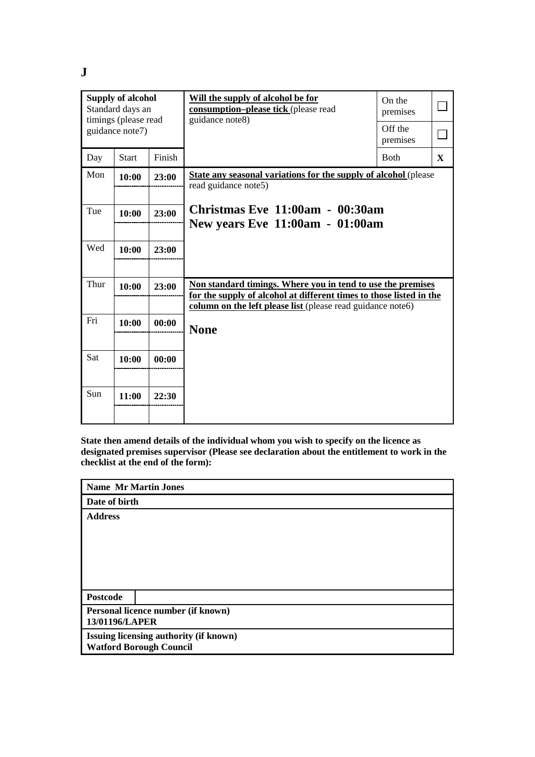**J**

| **Supply of alcohol** Standard days an timings (please read guidance note7) | | | **Will the supply of alcohol be for consumption–please tick** (please read guidance note8) | On the premises | ☐ |
|---|---|---|---|---|---|
| | | | | Off the premises | ☐ |
| Day | Start | Finish | | Both | **X** |
| Mon | **10:00** | **23:00** | **State any seasonal variations for the supply of alcohol** (please read guidance note5) **Christmas Eve 11:00am - 00:30am** **New years Eve 11:00am - 01:00am** | | |
| Tue | **10:00** | **23:00** | | | |
| Wed | **10:00** | **23:00** | | | |
| Thur | **10:00** | **23:00** | **Non standard timings. Where you in tend to use the premises for the supply of alcohol at different times to those listed in the column on the left please list** (please read guidance note6) **None** | | |
| Fri | **10:00** | **00:00** | | | |
| Sat | **10:00** | **00:00** | | | |
| Sun | **11:00** | **22:30** | | | |

**State then amend details of the individual whom you wish to specify on the licence as designated premises supervisor (Please see declaration about the entitlement to work in the checklist at the end of the form):**

| **Name Mr Martin Jones** | |
|---|---|
| **Date of birth** | |
| **Address** | |
| **Postcode** | |
| **Personal licence number (if known)** **13/01196/LAPER** | |
| **Issuing licensing authority (if known)** **Watford Borough Council** | |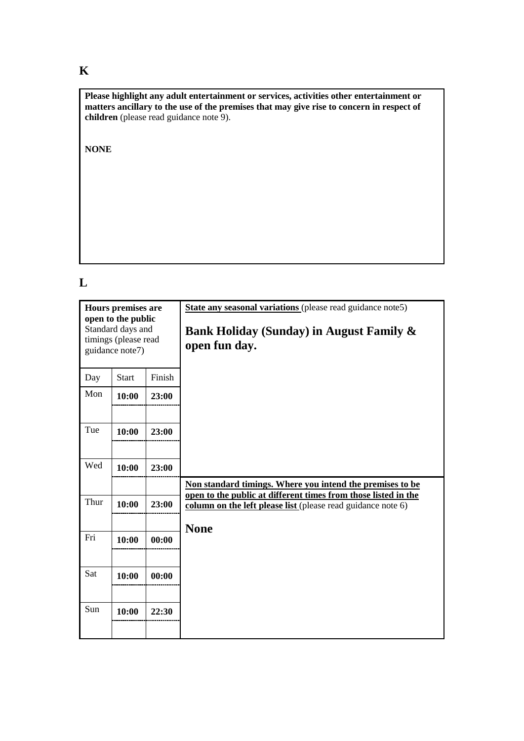## K

**Please highlight any adult entertainment or services, activities other entertainment or matters ancillary to the use of the premises that may give rise to concern in respect of children** (please read guidance note 9).

**NONE**

## L

| **Hours premises are open to the public** Standard days and timings (please read guidance note7) | | | **State any seasonal variations** (please read guidance note5) |
|---|---|---|---|
| Day | Start | Finish | **Bank Holiday (Sunday) in August Family & open fun day.** |
| Mon | **10:00** | **23:00** | |
| | | | |
| Tue | **10:00** | **23:00** | |
| | | | |
| Wed | **10:00** | **23:00** | |
| | | | **Non standard timings. Where you intend the premises to be open to the public at different times from those listed in the column on the left please list** (please read guidance note 6) |
| Thur | **10:00** | **23:00** | **None** |
| | | | |
| Fri | **10:00** | **00:00** | |
| | | | |
| Sat | **10:00** | **00:00** | |
| | | | |
| Sun | **10:00** | **22:30** | |
| | | | |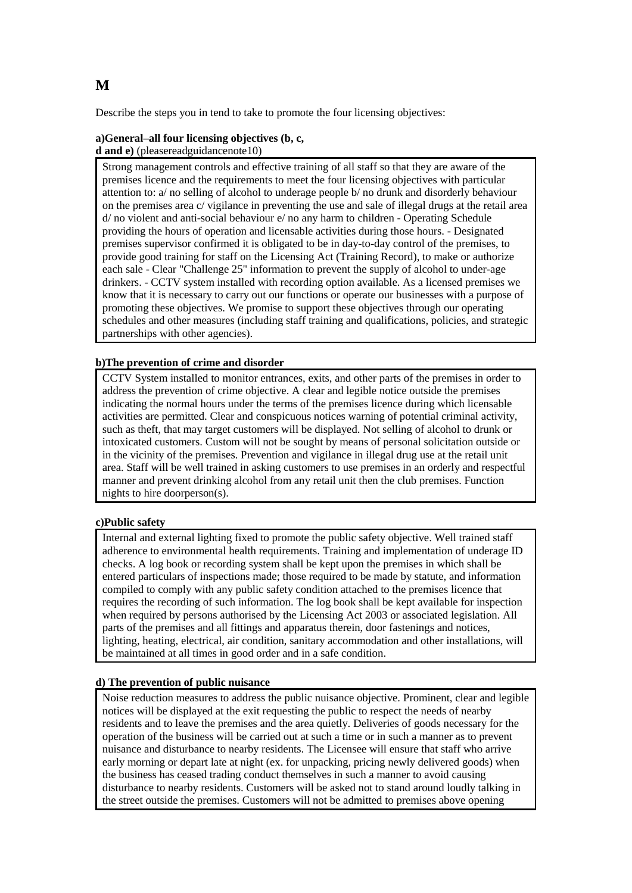# M

Describe the steps you in tend to take to promote the four licensing objectives:

**a)General–all four licensing objectives (b, c, d and e)** (pleasereadguidancenote10)

Strong management controls and effective training of all staff so that they are aware of the premises licence and the requirements to meet the four licensing objectives with particular attention to: a/ no selling of alcohol to underage people b/ no drunk and disorderly behaviour on the premises area c/ vigilance in preventing the use and sale of illegal drugs at the retail area d/ no violent and anti-social behaviour e/ no any harm to children - Operating Schedule providing the hours of operation and licensable activities during those hours. - Designated premises supervisor confirmed it is obligated to be in day-to-day control of the premises, to provide good training for staff on the Licensing Act (Training Record), to make or authorize each sale - Clear "Challenge 25" information to prevent the supply of alcohol to under-age drinkers. - CCTV system installed with recording option available. As a licensed premises we know that it is necessary to carry out our functions or operate our businesses with a purpose of promoting these objectives. We promise to support these objectives through our operating schedules and other measures (including staff training and qualifications, policies, and strategic partnerships with other agencies).

**b)The prevention of crime and disorder**

CCTV System installed to monitor entrances, exits, and other parts of the premises in order to address the prevention of crime objective. A clear and legible notice outside the premises indicating the normal hours under the terms of the premises licence during which licensable activities are permitted. Clear and conspicuous notices warning of potential criminal activity, such as theft, that may target customers will be displayed. Not selling of alcohol to drunk or intoxicated customers. Custom will not be sought by means of personal solicitation outside or in the vicinity of the premises. Prevention and vigilance in illegal drug use at the retail unit area. Staff will be well trained in asking customers to use premises in an orderly and respectful manner and prevent drinking alcohol from any retail unit then the club premises. Function nights to hire doorperson(s).

**c)Public safety**

Internal and external lighting fixed to promote the public safety objective. Well trained staff adherence to environmental health requirements. Training and implementation of underage ID checks. A log book or recording system shall be kept upon the premises in which shall be entered particulars of inspections made; those required to be made by statute, and information compiled to comply with any public safety condition attached to the premises licence that requires the recording of such information. The log book shall be kept available for inspection when required by persons authorised by the Licensing Act 2003 or associated legislation. All parts of the premises and all fittings and apparatus therein, door fastenings and notices, lighting, heating, electrical, air condition, sanitary accommodation and other installations, will be maintained at all times in good order and in a safe condition.

**d) The prevention of public nuisance**

Noise reduction measures to address the public nuisance objective. Prominent, clear and legible notices will be displayed at the exit requesting the public to respect the needs of nearby residents and to leave the premises and the area quietly. Deliveries of goods necessary for the operation of the business will be carried out at such a time or in such a manner as to prevent nuisance and disturbance to nearby residents. The Licensee will ensure that staff who arrive early morning or depart late at night (ex. for unpacking, pricing newly delivered goods) when the business has ceased trading conduct themselves in such a manner to avoid causing disturbance to nearby residents. Customers will be asked not to stand around loudly talking in the street outside the premises. Customers will not be admitted to premises above opening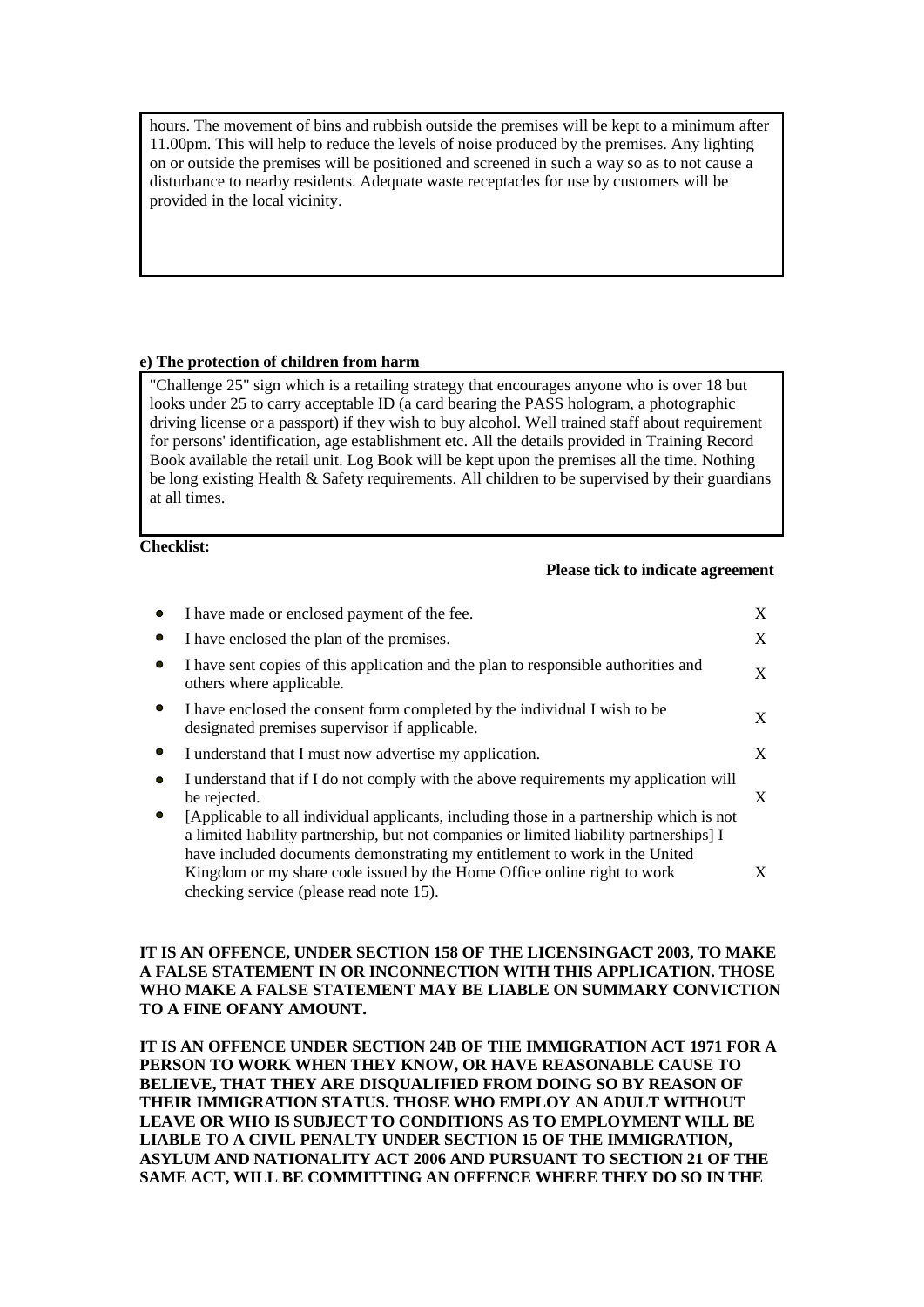hours. The movement of bins and rubbish outside the premises will be kept to a minimum after 11.00pm. This will help to reduce the levels of noise produced by the premises. Any lighting on or outside the premises will be positioned and screened in such a way so as to not cause a disturbance to nearby residents. Adequate waste receptacles for use by customers will be provided in the local vicinity.

**e) The protection of children from harm**

"Challenge 25" sign which is a retailing strategy that encourages anyone who is over 18 but looks under 25 to carry acceptable ID (a card bearing the PASS hologram, a photographic driving license or a passport) if they wish to buy alcohol. Well trained staff about requirement for persons' identification, age establishment etc. All the details provided in Training Record Book available the retail unit. Log Book will be kept upon the premises all the time. Nothing be long existing Health & Safety requirements. All children to be supervised by their guardians at all times.

**Checklist:**

**Please tick to indicate agreement**

| | |
|---|---|
| • I have made or enclosed payment of the fee. | X |
| • I have enclosed the plan of the premises. | X |
| • I have sent copies of this application and the plan to responsible authorities and others where applicable. | X |
| • I have enclosed the consent form completed by the individual I wish to be designated premises supervisor if applicable. | X |
| • I understand that I must now advertise my application. | X |
| • I understand that if I do not comply with the above requirements my application will be rejected. | X |
| • [Applicable to all individual applicants, including those in a partnership which is not a limited liability partnership, but not companies or limited liability partnerships] I have included documents demonstrating my entitlement to work in the United Kingdom or my share code issued by the Home Office online right to work checking service (please read note 15). | X |

**IT IS AN OFFENCE, UNDER SECTION 158 OF THE LICENSINGACT 2003, TO MAKE A FALSE STATEMENT IN OR INCONNECTION WITH THIS APPLICATION. THOSE WHO MAKE A FALSE STATEMENT MAY BE LIABLE ON SUMMARY CONVICTION TO A FINE OFANY AMOUNT.**

**IT IS AN OFFENCE UNDER SECTION 24B OF THE IMMIGRATION ACT 1971 FOR A PERSON TO WORK WHEN THEY KNOW, OR HAVE REASONABLE CAUSE TO BELIEVE, THAT THEY ARE DISQUALIFIED FROM DOING SO BY REASON OF THEIR IMMIGRATION STATUS. THOSE WHO EMPLOY AN ADULT WITHOUT LEAVE OR WHO IS SUBJECT TO CONDITIONS AS TO EMPLOYMENT WILL BE LIABLE TO A CIVIL PENALTY UNDER SECTION 15 OF THE IMMIGRATION, ASYLUM AND NATIONALITY ACT 2006 AND PURSUANT TO SECTION 21 OF THE SAME ACT, WILL BE COMMITTING AN OFFENCE WHERE THEY DO SO IN THE**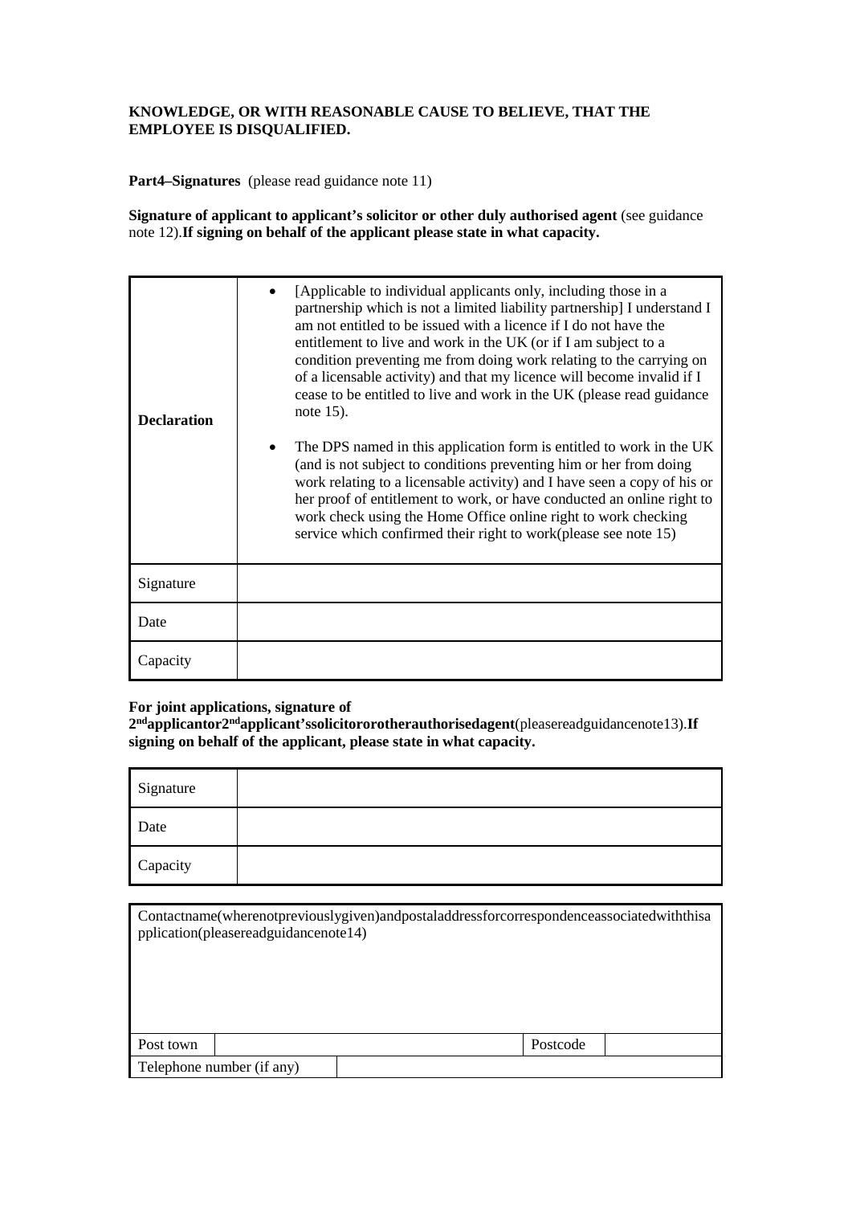**KNOWLEDGE, OR WITH REASONABLE CAUSE TO BELIEVE, THAT THE EMPLOYEE IS DISQUALIFIED.**

**Part4–Signatures** (please read guidance note 11)

**Signature of applicant to applicant's solicitor or other duly authorised agent** (see guidance note 12).**If signing on behalf of the applicant please state in what capacity.**

| **Declaration** | • [Applicable to individual applicants only, including those in a partnership which is not a limited liability partnership] I understand I am not entitled to be issued with a licence if I do not have the entitlement to live and work in the UK (or if I am subject to a condition preventing me from doing work relating to the carrying on of a licensable activity) and that my licence will become invalid if I cease to be entitled to live and work in the UK (please read guidance note 15).<br><br>• The DPS named in this application form is entitled to work in the UK (and is not subject to conditions preventing him or her from doing work relating to a licensable activity) and I have seen a copy of his or her proof of entitlement to work, or have conducted an online right to work check using the Home Office online right to work checking service which confirmed their right to work(please see note 15) |
|---|---|
| Signature | |
| Date | |
| Capacity | |

**For joint applications, signature of 2nd applicantor2nd applicant'ssolicitororotherauthorisedagent**(pleasereadguidancenote13).**If signing on behalf of the applicant, please state in what capacity.**

| Signature | |
|---|---|
| Date | |
| Capacity | |

| Contactname(wherenotpreviouslygiven)andpostaladdressforcorrespondenceassociatedwiththisapplication(pleasereadguidancenote14) | | | |
|---|---|---|---|
| Post town | | Postcode | |
| Telephone number (if any) | | | |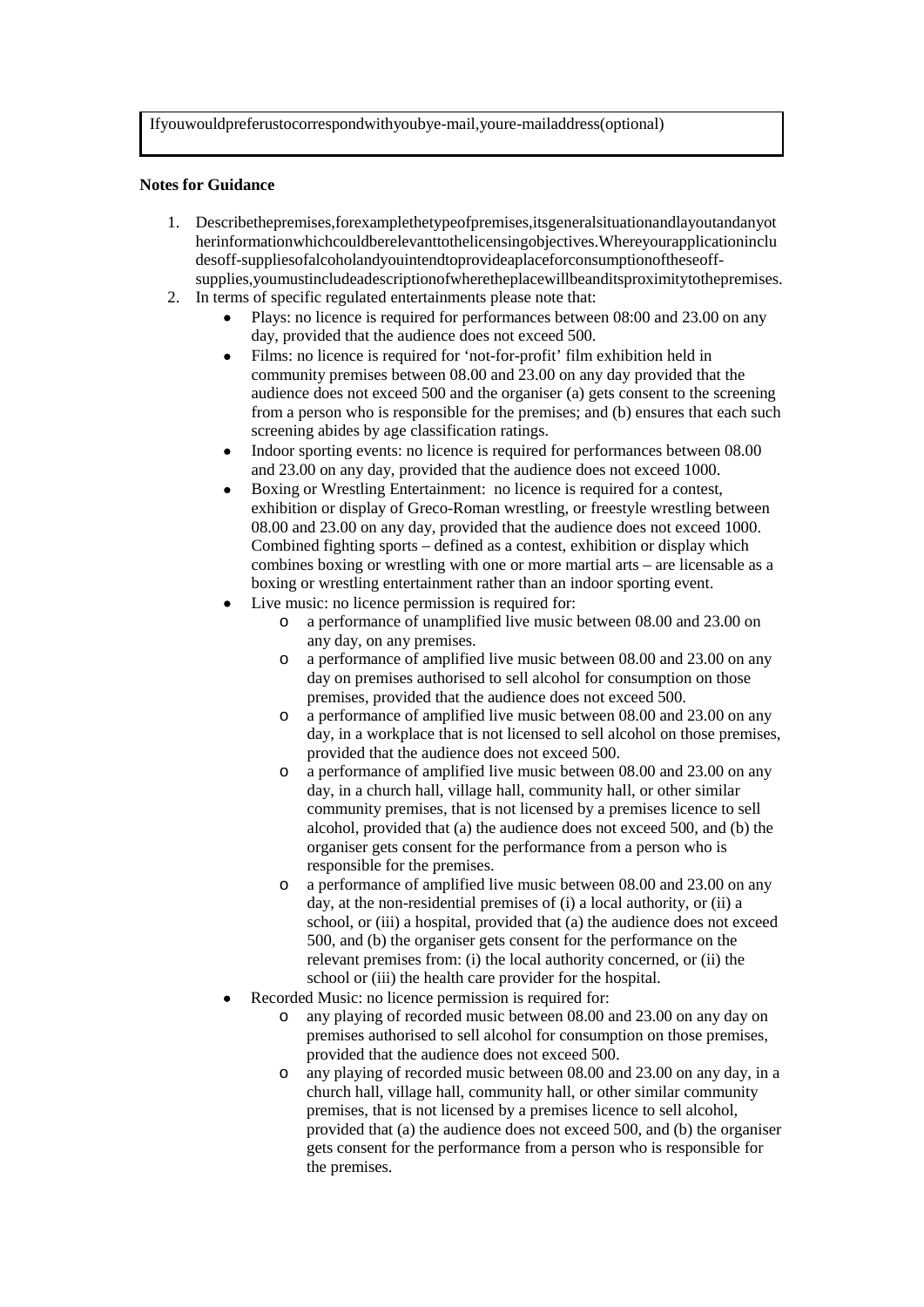| Ifyouwouldpreferustocorrespondwithyoubye-mail,youre-mailaddress(optional) |
|---|
| |

**Notes for Guidance**

1. Describethepremises,forexamplethetypeofpremises,itsgeneralsituationandlayoutandanyotherinformationwhichcouldberelevanttothelicensingobjectives.Whereyourapplicationincludesoff-suppliesofalcoholandyouintendtoprovideaplaceforconsumptionoftheseoff-supplies,youmustincludeadescriptionofwheretheplacewillbeanditsproximitytothepremises.
2. In terms of specific regulated entertainments please note that:
   - Plays: no licence is required for performances between 08:00 and 23.00 on any day, provided that the audience does not exceed 500.
   - Films: no licence is required for 'not-for-profit' film exhibition held in community premises between 08.00 and 23.00 on any day provided that the audience does not exceed 500 and the organiser (a) gets consent to the screening from a person who is responsible for the premises; and (b) ensures that each such screening abides by age classification ratings.
   - Indoor sporting events: no licence is required for performances between 08.00 and 23.00 on any day, provided that the audience does not exceed 1000.
   - Boxing or Wrestling Entertainment: no licence is required for a contest, exhibition or display of Greco-Roman wrestling, or freestyle wrestling between 08.00 and 23.00 on any day, provided that the audience does not exceed 1000. Combined fighting sports – defined as a contest, exhibition or display which combines boxing or wrestling with one or more martial arts – are licensable as a boxing or wrestling entertainment rather than an indoor sporting event.
   - Live music: no licence permission is required for:
     - a performance of unamplified live music between 08.00 and 23.00 on any day, on any premises.
     - a performance of amplified live music between 08.00 and 23.00 on any day on premises authorised to sell alcohol for consumption on those premises, provided that the audience does not exceed 500.
     - a performance of amplified live music between 08.00 and 23.00 on any day, in a workplace that is not licensed to sell alcohol on those premises, provided that the audience does not exceed 500.
     - a performance of amplified live music between 08.00 and 23.00 on any day, in a church hall, village hall, community hall, or other similar community premises, that is not licensed by a premises licence to sell alcohol, provided that (a) the audience does not exceed 500, and (b) the organiser gets consent for the performance from a person who is responsible for the premises.
     - a performance of amplified live music between 08.00 and 23.00 on any day, at the non-residential premises of (i) a local authority, or (ii) a school, or (iii) a hospital, provided that (a) the audience does not exceed 500, and (b) the organiser gets consent for the performance on the relevant premises from: (i) the local authority concerned, or (ii) the school or (iii) the health care provider for the hospital.
   - Recorded Music: no licence permission is required for:
     - any playing of recorded music between 08.00 and 23.00 on any day on premises authorised to sell alcohol for consumption on those premises, provided that the audience does not exceed 500.
     - any playing of recorded music between 08.00 and 23.00 on any day, in a church hall, village hall, community hall, or other similar community premises, that is not licensed by a premises licence to sell alcohol, provided that (a) the audience does not exceed 500, and (b) the organiser gets consent for the performance from a person who is responsible for the premises.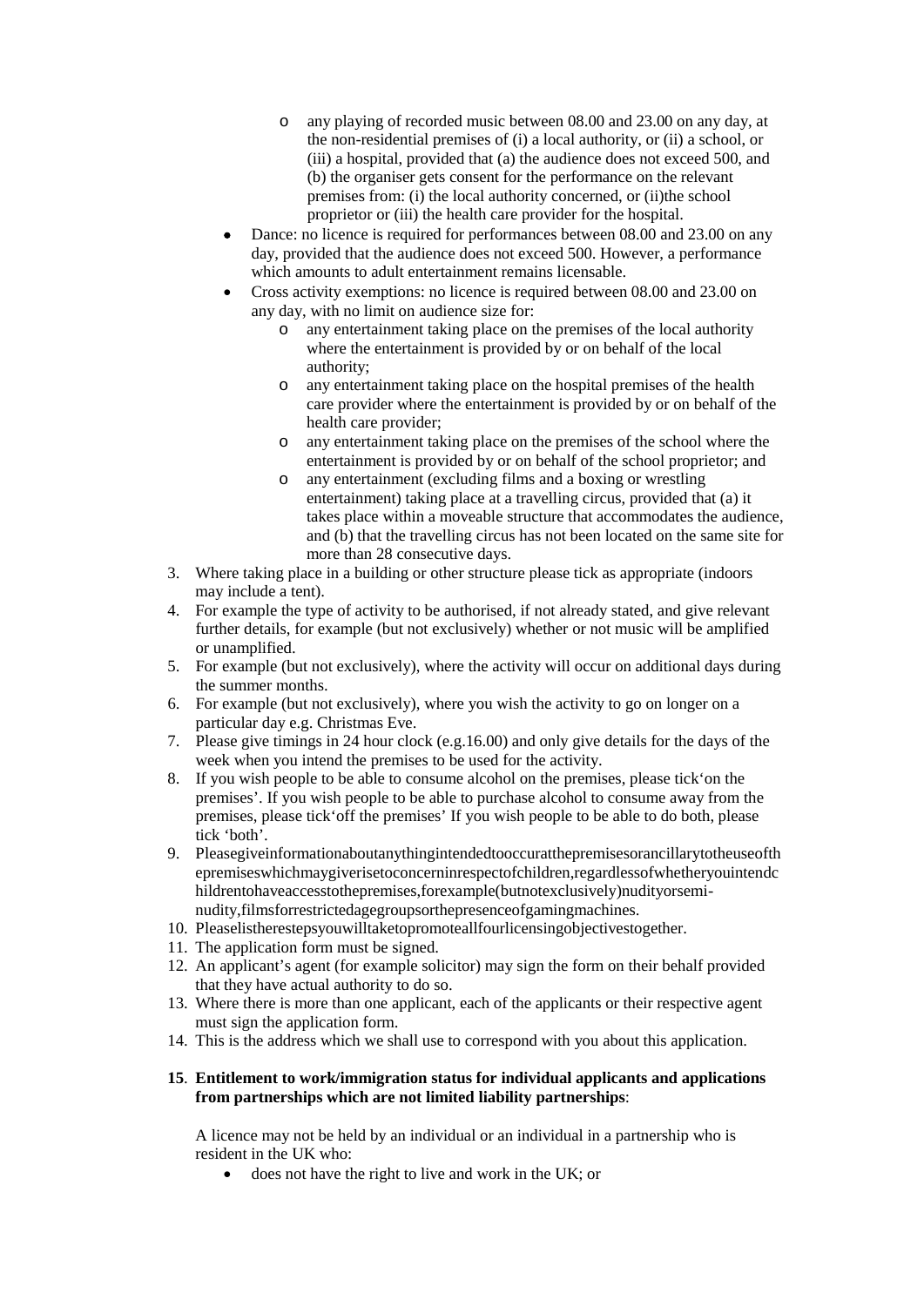- any playing of recorded music between 08.00 and 23.00 on any day, at the non-residential premises of (i) a local authority, or (ii) a school, or (iii) a hospital, provided that (a) the audience does not exceed 500, and (b) the organiser gets consent for the performance on the relevant premises from: (i) the local authority concerned, or (ii)the school proprietor or (iii) the health care provider for the hospital.

- Dance: no licence is required for performances between 08.00 and 23.00 on any day, provided that the audience does not exceed 500. However, a performance which amounts to adult entertainment remains licensable.
- Cross activity exemptions: no licence is required between 08.00 and 23.00 on any day, with no limit on audience size for:
  - any entertainment taking place on the premises of the local authority where the entertainment is provided by or on behalf of the local authority;
  - any entertainment taking place on the hospital premises of the health care provider where the entertainment is provided by or on behalf of the health care provider;
  - any entertainment taking place on the premises of the school where the entertainment is provided by or on behalf of the school proprietor; and
  - any entertainment (excluding films and a boxing or wrestling entertainment) taking place at a travelling circus, provided that (a) it takes place within a moveable structure that accommodates the audience, and (b) that the travelling circus has not been located on the same site for more than 28 consecutive days.

3. Where taking place in a building or other structure please tick as appropriate (indoors may include a tent).
4. For example the type of activity to be authorised, if not already stated, and give relevant further details, for example (but not exclusively) whether or not music will be amplified or unamplified.
5. For example (but not exclusively), where the activity will occur on additional days during the summer months.
6. For example (but not exclusively), where you wish the activity to go on longer on a particular day e.g. Christmas Eve.
7. Please give timings in 24 hour clock (e.g.16.00) and only give details for the days of the week when you intend the premises to be used for the activity.
8. If you wish people to be able to consume alcohol on the premises, please tick'on the premises'. If you wish people to be able to purchase alcohol to consume away from the premises, please tick'off the premises' If you wish people to be able to do both, please tick 'both'.
9. Pleasegiveinformationaboutanythingintendedtooccuratthepremisesorancillarytotheuseofthepremiseswhichmaygiverisetoconcerninrespectofchildren,regardlessofwhetheryouintendchildrentohaveaccesstothepremises,forexample(butnotexclusively)nudityorsemi-nudity,filmsforrestrictedagegroupsorthepresenceofgamingmachines.
10. Pleaselistherestepsyouwilltaketopromoteallfourlicensingobjectivestogether.
11. The application form must be signed.
12. An applicant's agent (for example solicitor) may sign the form on their behalf provided that they have actual authority to do so.
13. Where there is more than one applicant, each of the applicants or their respective agent must sign the application form.
14. This is the address which we shall use to correspond with you about this application.

**15**. **Entitlement to work/immigration status for individual applicants and applications from partnerships which are not limited liability partnerships**:

A licence may not be held by an individual or an individual in a partnership who is resident in the UK who:

- does not have the right to live and work in the UK; or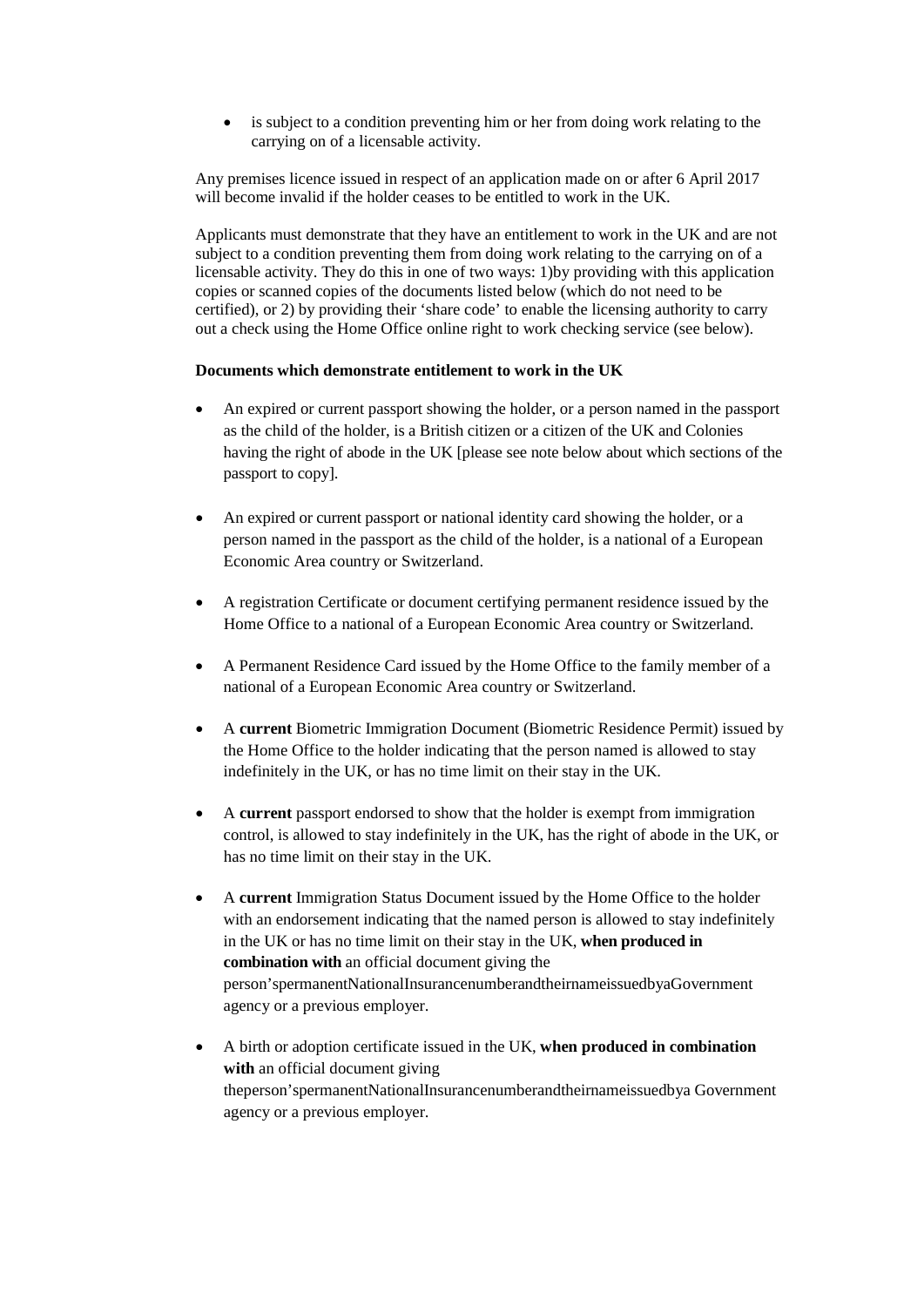- is subject to a condition preventing him or her from doing work relating to the carrying on of a licensable activity.

Any premises licence issued in respect of an application made on or after 6 April 2017 will become invalid if the holder ceases to be entitled to work in the UK.

Applicants must demonstrate that they have an entitlement to work in the UK and are not subject to a condition preventing them from doing work relating to the carrying on of a licensable activity. They do this in one of two ways: 1)by providing with this application copies or scanned copies of the documents listed below (which do not need to be certified), or 2) by providing their 'share code' to enable the licensing authority to carry out a check using the Home Office online right to work checking service (see below).

**Documents which demonstrate entitlement to work in the UK**

- An expired or current passport showing the holder, or a person named in the passport as the child of the holder, is a British citizen or a citizen of the UK and Colonies having the right of abode in the UK [please see note below about which sections of the passport to copy].
- An expired or current passport or national identity card showing the holder, or a person named in the passport as the child of the holder, is a national of a European Economic Area country or Switzerland.
- A registration Certificate or document certifying permanent residence issued by the Home Office to a national of a European Economic Area country or Switzerland.
- A Permanent Residence Card issued by the Home Office to the family member of a national of a European Economic Area country or Switzerland.
- A **current** Biometric Immigration Document (Biometric Residence Permit) issued by the Home Office to the holder indicating that the person named is allowed to stay indefinitely in the UK, or has no time limit on their stay in the UK.
- A **current** passport endorsed to show that the holder is exempt from immigration control, is allowed to stay indefinitely in the UK, has the right of abode in the UK, or has no time limit on their stay in the UK.
- A **current** Immigration Status Document issued by the Home Office to the holder with an endorsement indicating that the named person is allowed to stay indefinitely in the UK or has no time limit on their stay in the UK, **when produced in combination with** an official document giving the person'spermanentNationalInsurancenumberandtheirnameissuedbyaGovernment agency or a previous employer.
- A birth or adoption certificate issued in the UK, **when produced in combination with** an official document giving theperson'spermanentNationalInsurancenumberandtheirnameissuedbya Government agency or a previous employer.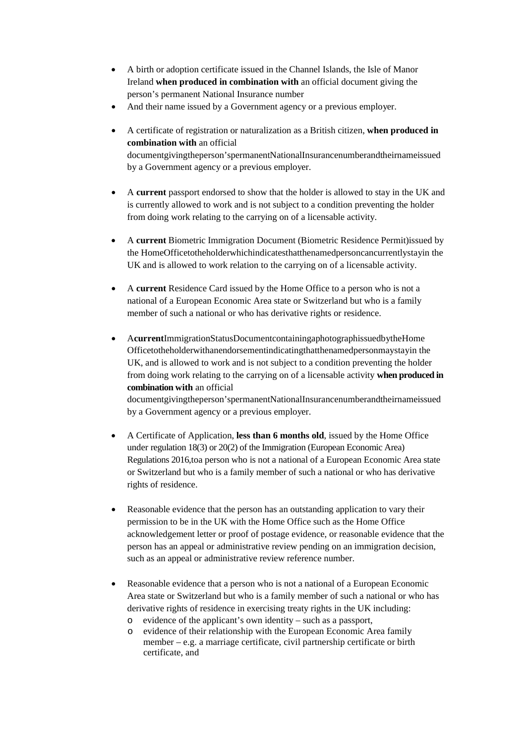- A birth or adoption certificate issued in the Channel Islands, the Isle of Manor Ireland **when produced in combination with** an official document giving the person's permanent National Insurance number
- And their name issued by a Government agency or a previous employer.

- A certificate of registration or naturalization as a British citizen, **when produced in combination with** an official documentgivingtheperson'spermanentNationalInsurancenumberandtheirnameissued by a Government agency or a previous employer.

- A **current** passport endorsed to show that the holder is allowed to stay in the UK and is currently allowed to work and is not subject to a condition preventing the holder from doing work relating to the carrying on of a licensable activity.

- A **current** Biometric Immigration Document (Biometric Residence Permit)issued by the HomeOfficetotheholderwhichindicatesthatthenamedpersoncancurrentlystayin the UK and is allowed to work relation to the carrying on of a licensable activity.

- A **current** Residence Card issued by the Home Office to a person who is not a national of a European Economic Area state or Switzerland but who is a family member of such a national or who has derivative rights or residence.

- A**current**ImmigrationStatusDocumentcontainingaphotographissuedbytheHome Officetotheholderwithanendorsementindicatingthatthenamedpersonmaystayin the UK, and is allowed to work and is not subject to a condition preventing the holder from doing work relating to the carrying on of a licensable activity **when produced in combination with** an official documentgivingtheperson'spermanentNationalInsurancenumberandtheirnameissued by a Government agency or a previous employer.

- A Certificate of Application, **less than 6 months old**, issued by the Home Office under regulation 18(3) or 20(2) of the Immigration (European Economic Area) Regulations 2016,toa person who is not a national of a European Economic Area state or Switzerland but who is a family member of such a national or who has derivative rights of residence.

- Reasonable evidence that the person has an outstanding application to vary their permission to be in the UK with the Home Office such as the Home Office acknowledgement letter or proof of postage evidence, or reasonable evidence that the person has an appeal or administrative review pending on an immigration decision, such as an appeal or administrative review reference number.

- Reasonable evidence that a person who is not a national of a European Economic Area state or Switzerland but who is a family member of such a national or who has derivative rights of residence in exercising treaty rights in the UK including:
  - evidence of the applicant's own identity – such as a passport,
  - evidence of their relationship with the European Economic Area family member – e.g. a marriage certificate, civil partnership certificate or birth certificate, and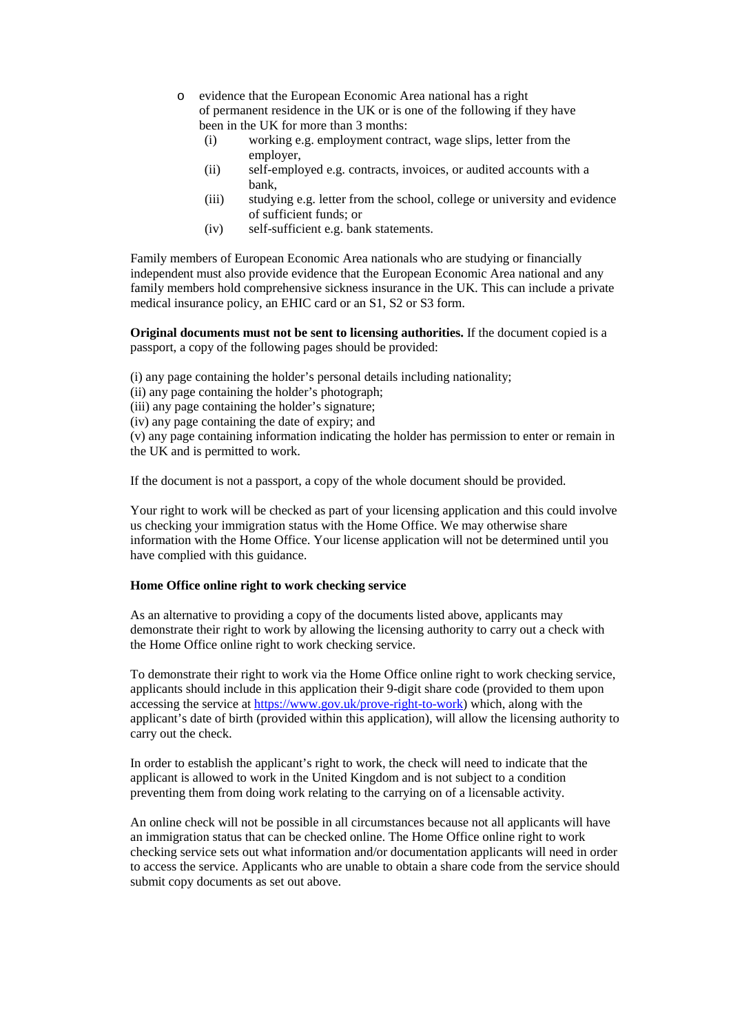- evidence that the European Economic Area national has a right of permanent residence in the UK or is one of the following if they have been in the UK for more than 3 months:
    - (i) working e.g. employment contract, wage slips, letter from the employer,
    - (ii) self-employed e.g. contracts, invoices, or audited accounts with a bank,
    - (iii) studying e.g. letter from the school, college or university and evidence of sufficient funds; or
    - (iv) self-sufficient e.g. bank statements.

Family members of European Economic Area nationals who are studying or financially independent must also provide evidence that the European Economic Area national and any family members hold comprehensive sickness insurance in the UK. This can include a private medical insurance policy, an EHIC card or an S1, S2 or S3 form.

**Original documents must not be sent to licensing authorities.** If the document copied is a passport, a copy of the following pages should be provided:

(i) any page containing the holder's personal details including nationality;
(ii) any page containing the holder's photograph;
(iii) any page containing the holder's signature;
(iv) any page containing the date of expiry; and
(v) any page containing information indicating the holder has permission to enter or remain in the UK and is permitted to work.

If the document is not a passport, a copy of the whole document should be provided.

Your right to work will be checked as part of your licensing application and this could involve us checking your immigration status with the Home Office. We may otherwise share information with the Home Office. Your license application will not be determined until you have complied with this guidance.

**Home Office online right to work checking service**

As an alternative to providing a copy of the documents listed above, applicants may demonstrate their right to work by allowing the licensing authority to carry out a check with the Home Office online right to work checking service.

To demonstrate their right to work via the Home Office online right to work checking service, applicants should include in this application their 9-digit share code (provided to them upon accessing the service at https://www.gov.uk/prove-right-to-work) which, along with the applicant's date of birth (provided within this application), will allow the licensing authority to carry out the check.

In order to establish the applicant's right to work, the check will need to indicate that the applicant is allowed to work in the United Kingdom and is not subject to a condition preventing them from doing work relating to the carrying on of a licensable activity.

An online check will not be possible in all circumstances because not all applicants will have an immigration status that can be checked online. The Home Office online right to work checking service sets out what information and/or documentation applicants will need in order to access the service. Applicants who are unable to obtain a share code from the service should submit copy documents as set out above.